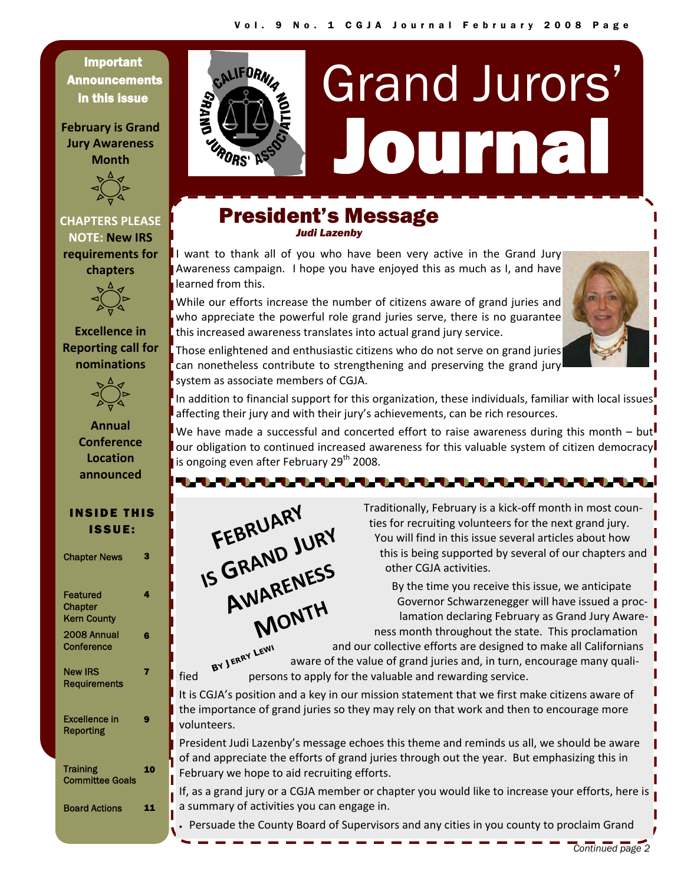# Grand Jurors' Journal

**Important Announcements in this issue**

**February is Grand Jury Awareness Month**

**CHAPTERS PLEASE NOTE: New IRS requirements for chapters**

**Excellence in Reporting call for nominations**

**Annual Conference Location announced**

**INSIDE THIS ISSUE:**

| | |
|---|---|
| Chapter News | 3 |
| Featured Chapter Kern County | 4 |
| 2008 Annual Conference | 6 |
| New IRS Requirements | 7 |
| Excellence in Reporting | 9 |
| Training Committee Goals | 10 |
| Board Actions | 11 |

## President's Message

***Judi Lazenby***

I want to thank all of you who have been very active in the Grand Jury Awareness campaign. I hope you have enjoyed this as much as I, and have learned from this.

While our efforts increase the number of citizens aware of grand juries and who appreciate the powerful role grand juries serve, there is no guarantee this increased awareness translates into actual grand jury service.

Those enlightened and enthusiastic citizens who do not serve on grand juries can nonetheless contribute to strengthening and preserving the grand jury system as associate members of CGJA.

In addition to financial support for this organization, these individuals, familiar with local issues affecting their jury and with their jury's achievements, can be rich resources.

We have made a successful and concerted effort to raise awareness during this month – but our obligation to continued increased awareness for this valuable system of citizen democracy is ongoing even after February 29th 2008.

## February is Grand Jury Awareness Month

*By Jerry Lewi*

Traditionally, February is a kick-off month in most counties for recruiting volunteers for the next grand jury. You will find in this issue several articles about how this is being supported by several of our chapters and other CGJA activities.

By the time you receive this issue, we anticipate Governor Schwarzenegger will have issued a proclamation declaring February as Grand Jury Awareness month throughout the state. This proclamation and our collective efforts are designed to make all Californians aware of the value of grand juries and, in turn, encourage many qualified persons to apply for the valuable and rewarding service.

It is CGJA's position and a key in our mission statement that we first make citizens aware of the importance of grand juries so they may rely on that work and then to encourage more volunteers.

President Judi Lazenby's message echoes this theme and reminds us all, we should be aware of and appreciate the efforts of grand juries through out the year. But emphasizing this in February we hope to aid recruiting efforts.

If, as a grand jury or a CGJA member or chapter you would like to increase your efforts, here is a summary of activities you can engage in.

- Persuade the County Board of Supervisors and any cities in you county to proclaim Grand

*Continued page 2*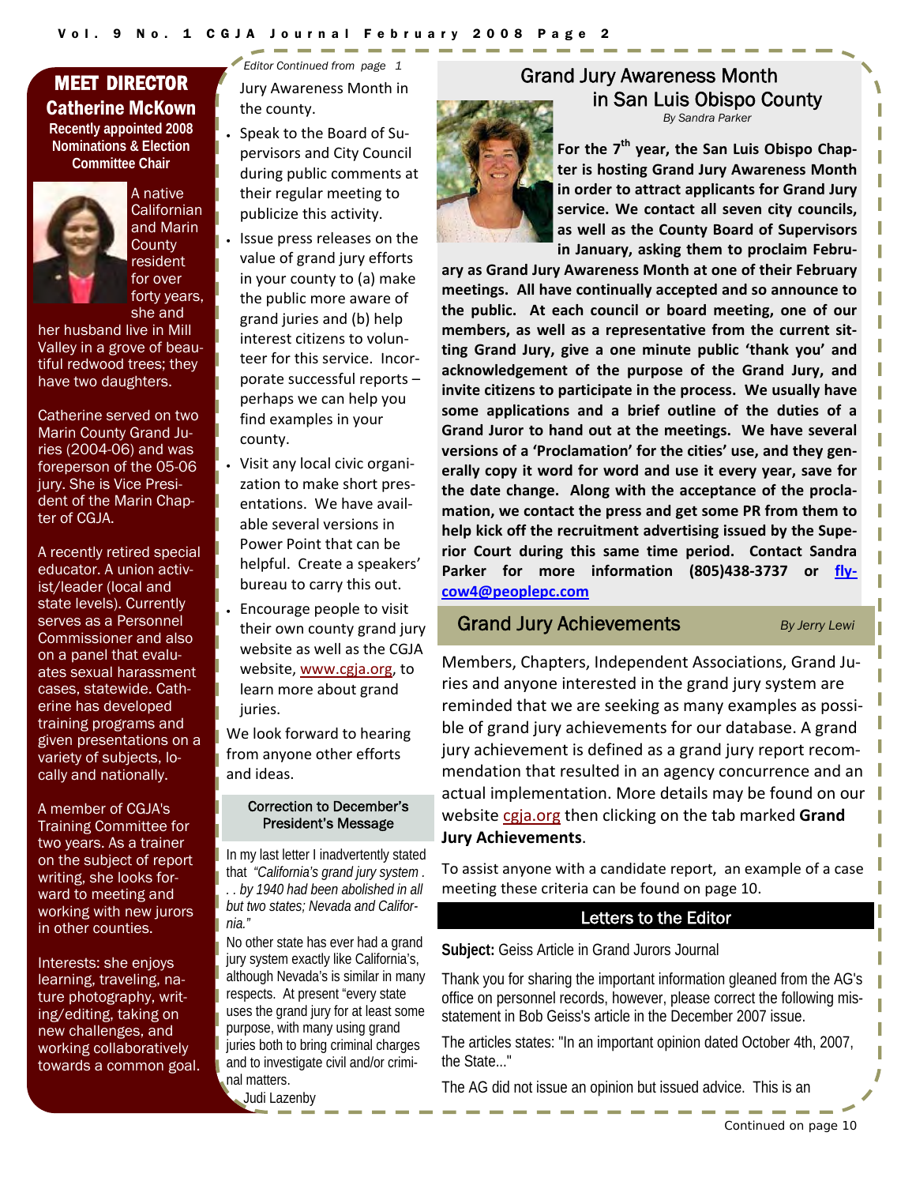## MEET DIRECTOR Catherine McKown

**Recently appointed 2008 Nominations & Election Committee Chair**

A native Californian and Marin County resident for over forty years, she and her husband live in Mill Valley in a grove of beautiful redwood trees; they have two daughters.

Catherine served on two Marin County Grand Juries (2004-06) and was foreperson of the 05-06 jury. She is Vice President of the Marin Chapter of CGJA.

A recently retired special educator. A union activist/leader (local and state levels). Currently serves as a Personnel Commissioner and also on a panel that evaluates sexual harassment cases, statewide. Catherine has developed training programs and given presentations on a variety of subjects, locally and nationally.

A member of CGJA's Training Committee for two years. As a trainer on the subject of report writing, she looks forward to meeting and working with new jurors in other counties.

Interests: she enjoys learning, traveling, nature photography, writing/editing, taking on new challenges, and working collaboratively towards a common goal.

*Editor Continued from page 1*

Jury Awareness Month in the county.

- Speak to the Board of Supervisors and City Council during public comments at their regular meeting to publicize this activity.
- Issue press releases on the value of grand jury efforts in your county to (a) make the public more aware of grand juries and (b) help interest citizens to volunteer for this service. Incorporate successful reports – perhaps we can help you find examples in your county.
- Visit any local civic organization to make short presentations. We have available several versions in Power Point that can be helpful. Create a speakers' bureau to carry this out.
- Encourage people to visit their own county grand jury website as well as the CGJA website, www.cgja.org, to learn more about grand juries.

We look forward to hearing from anyone other efforts and ideas.

### Correction to December's President's Message

In my last letter I inadvertently stated that *"California's grand jury system . . . by 1940 had been abolished in all but two states; Nevada and California."*

No other state has ever had a grand jury system exactly like California's, although Nevada's is similar in many respects. At present "every state uses the grand jury for at least some purpose, with many using grand juries both to bring criminal charges and to investigate civil and/or criminal matters.

Judi Lazenby

## Grand Jury Awareness Month in San Luis Obispo County

*By Sandra Parker*

**For the 7th year, the San Luis Obispo Chapter is hosting Grand Jury Awareness Month in order to attract applicants for Grand Jury service. We contact all seven city councils, as well as the County Board of Supervisors in January, asking them to proclaim February as Grand Jury Awareness Month at one of their February meetings. All have continually accepted and so announce to the public. At each council or board meeting, one of our members, as well as a representative from the current sitting Grand Jury, give a one minute public 'thank you' and acknowledgement of the purpose of the Grand Jury, and invite citizens to participate in the process. We usually have some applications and a brief outline of the duties of a Grand Juror to hand out at the meetings. We have several versions of a 'Proclamation' for the cities' use, and they generally copy it word for word and use it every year, save for the date change. Along with the acceptance of the proclamation, we contact the press and get some PR from them to help kick off the recruitment advertising issued by the Superior Court during this same time period. Contact Sandra Parker for more information (805)438-3737 or flycow4@peoplepc.com**

## Grand Jury Achievements

*By Jerry Lewi*

Members, Chapters, Independent Associations, Grand Juries and anyone interested in the grand jury system are reminded that we are seeking as many examples as possible of grand jury achievements for our database. A grand jury achievement is defined as a grand jury report recommendation that resulted in an agency concurrence and an actual implementation. More details may be found on our website cgja.org then clicking on the tab marked **Grand Jury Achievements**.

To assist anyone with a candidate report, an example of a case meeting these criteria can be found on page 10.

## Letters to the Editor

**Subject:** Geiss Article in Grand Jurors Journal

Thank you for sharing the important information gleaned from the AG's office on personnel records, however, please correct the following misstatement in Bob Geiss's article in the December 2007 issue.

The articles states: "In an important opinion dated October 4th, 2007, the State..."

The AG did not issue an opinion but issued advice. This is an

Continued on page 10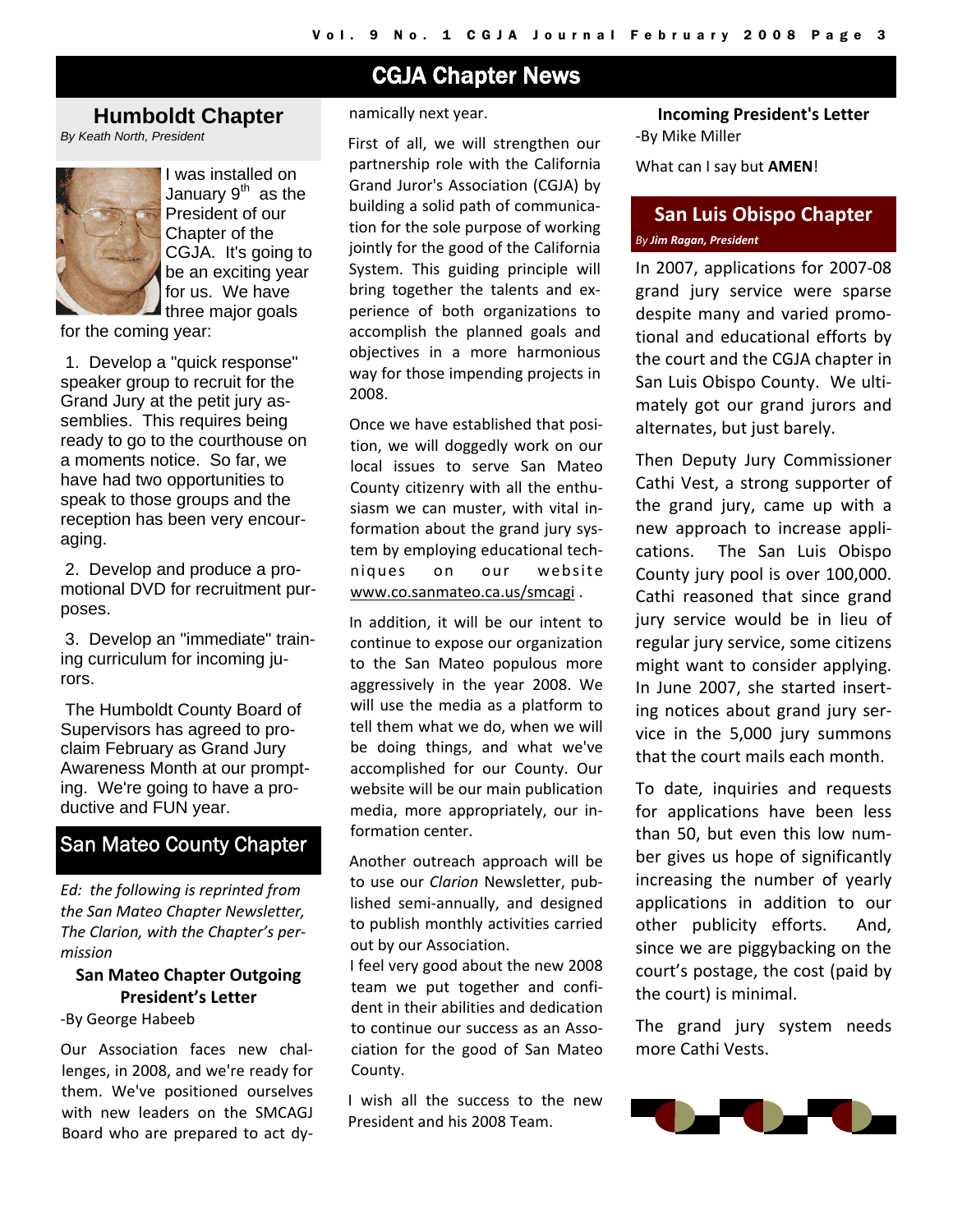# CGJA Chapter News

## Humboldt Chapter

*By Keath North, President*

I was installed on January 9th as the President of our Chapter of the CGJA. It's going to be an exciting year for us. We have three major goals for the coming year:

1. Develop a "quick response" speaker group to recruit for the Grand Jury at the petit jury assemblies. This requires being ready to go to the courthouse on a moments notice. So far, we have had two opportunities to speak to those groups and the reception has been very encouraging.

2. Develop and produce a promotional DVD for recruitment purposes.

3. Develop an "immediate" training curriculum for incoming jurors.

The Humboldt County Board of Supervisors has agreed to proclaim February as Grand Jury Awareness Month at our prompting. We're going to have a productive and FUN year.

## San Mateo County Chapter

*Ed: the following is reprinted from the San Mateo Chapter Newsletter, The Clarion, with the Chapter's permission*

### San Mateo Chapter Outgoing President's Letter

-By George Habeeb

Our Association faces new challenges, in 2008, and we're ready for them. We've positioned ourselves with new leaders on the SMCAGJ Board who are prepared to act dynamically next year.

First of all, we will strengthen our partnership role with the California Grand Juror's Association (CGJA) by building a solid path of communication for the sole purpose of working jointly for the good of the California System. This guiding principle will bring together the talents and experience of both organizations to accomplish the planned goals and objectives in a more harmonious way for those impending projects in 2008.

Once we have established that position, we will doggedly work on our local issues to serve San Mateo County citizenry with all the enthusiasm we can muster, with vital information about the grand jury system by employing educational techniques on our website www.co.sanmateo.ca.us/smcagi .

In addition, it will be our intent to continue to expose our organization to the San Mateo populous more aggressively in the year 2008. We will use the media as a platform to tell them what we do, when we will be doing things, and what we've accomplished for our County. Our website will be our main publication media, more appropriately, our information center.

Another outreach approach will be to use our *Clarion* Newsletter, published semi-annually, and designed to publish monthly activities carried out by our Association.

I feel very good about the new 2008 team we put together and confident in their abilities and dedication to continue our success as an Association for the good of San Mateo County.

I wish all the success to the new President and his 2008 Team.

### Incoming President's Letter

-By Mike Miller

What can I say but **AMEN**!

## San Luis Obispo Chapter

*By **Jim Ragan, President***

In 2007, applications for 2007-08 grand jury service were sparse despite many and varied promotional and educational efforts by the court and the CGJA chapter in San Luis Obispo County. We ultimately got our grand jurors and alternates, but just barely.

Then Deputy Jury Commissioner Cathi Vest, a strong supporter of the grand jury, came up with a new approach to increase applications. The San Luis Obispo County jury pool is over 100,000. Cathi reasoned that since grand jury service would be in lieu of regular jury service, some citizens might want to consider applying. In June 2007, she started inserting notices about grand jury service in the 5,000 jury summons that the court mails each month.

To date, inquiries and requests for applications have been less than 50, but even this low number gives us hope of significantly increasing the number of yearly applications in addition to our other publicity efforts. And, since we are piggybacking on the court's postage, the cost (paid by the court) is minimal.

The grand jury system needs more Cathi Vests.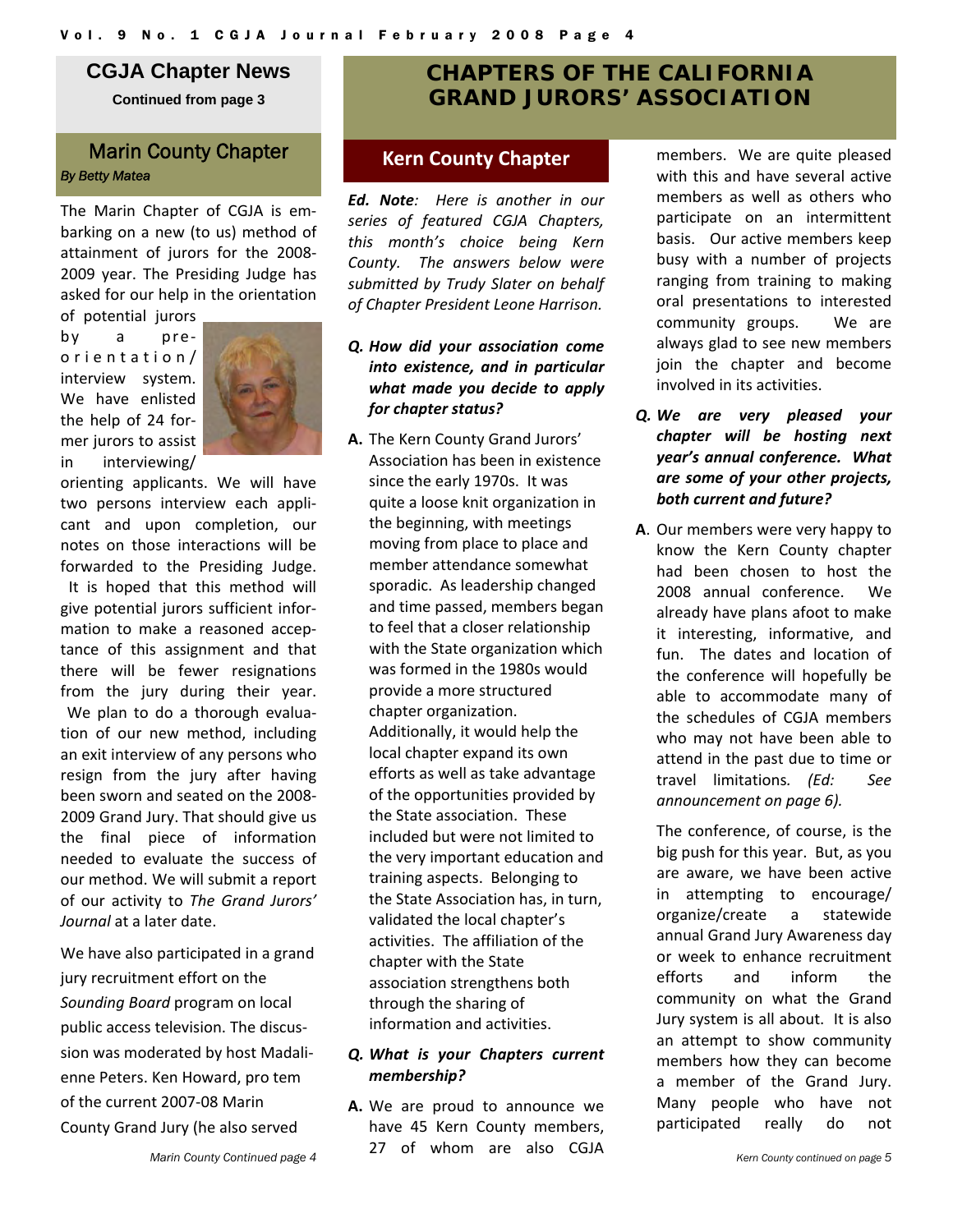## CGJA Chapter News

**Continued from page 3**

### Marin County Chapter

*By Betty Matea*

The Marin Chapter of CGJA is embarking on a new (to us) method of attainment of jurors for the 2008-2009 year. The Presiding Judge has asked for our help in the orientation of potential jurors by a pre-orientation/ interview system. We have enlisted the help of 24 former jurors to assist in interviewing/ orienting applicants. We will have two persons interview each applicant and upon completion, our notes on those interactions will be forwarded to the Presiding Judge. It is hoped that this method will give potential jurors sufficient information to make a reasoned acceptance of this assignment and that there will be fewer resignations from the jury during their year. We plan to do a thorough evaluation of our new method, including an exit interview of any persons who resign from the jury after having been sworn and seated on the 2008-2009 Grand Jury. That should give us the final piece of information needed to evaluate the success of our method. We will submit a report of our activity to *The Grand Jurors' Journal* at a later date.

We have also participated in a grand jury recruitment effort on the *Sounding Board* program on local public access television. The discussion was moderated by host Madalienne Peters. Ken Howard, pro tem of the current 2007-08 Marin County Grand Jury (he also served

*Marin County Continued page 4*

## CHAPTERS OF THE CALIFORNIA GRAND JURORS' ASSOCIATION

### Kern County Chapter

***Ed. Note****: Here is another in our series of featured CGJA Chapters, this month's choice being Kern County. The answers below were submitted by Trudy Slater on behalf of Chapter President Leone Harrison.*

***Q. How did your association come into existence, and in particular what made you decide to apply for chapter status?***

**A.** The Kern County Grand Jurors' Association has been in existence since the early 1970s. It was quite a loose knit organization in the beginning, with meetings moving from place to place and member attendance somewhat sporadic. As leadership changed and time passed, members began to feel that a closer relationship with the State organization which was formed in the 1980s would provide a more structured chapter organization. Additionally, it would help the local chapter expand its own efforts as well as take advantage of the opportunities provided by the State association. These included but were not limited to the very important education and training aspects. Belonging to the State Association has, in turn, validated the local chapter's activities. The affiliation of the chapter with the State association strengthens both through the sharing of information and activities.

***Q. What is your Chapters current membership?***

**A.** We are proud to announce we have 45 Kern County members, 27 of whom are also CGJA members. We are quite pleased with this and have several active members as well as others who participate on an intermittent basis. Our active members keep busy with a number of projects ranging from training to making oral presentations to interested community groups. We are always glad to see new members join the chapter and become involved in its activities.

***Q. We are very pleased your chapter will be hosting next year's annual conference. What are some of your other projects, both current and future?***

**A**. Our members were very happy to know the Kern County chapter had been chosen to host the 2008 annual conference. We already have plans afoot to make it interesting, informative, and fun. The dates and location of the conference will hopefully be able to accommodate many of the schedules of CGJA members who may not have been able to attend in the past due to time or travel limitations. *(Ed: See announcement on page 6).*

The conference, of course, is the big push for this year. But, as you are aware, we have been active in attempting to encourage/ organize/create a statewide annual Grand Jury Awareness day or week to enhance recruitment efforts and inform the community on what the Grand Jury system is all about. It is also an attempt to show community members how they can become a member of the Grand Jury. Many people who have not participated really do not

*Kern County continued on page 5*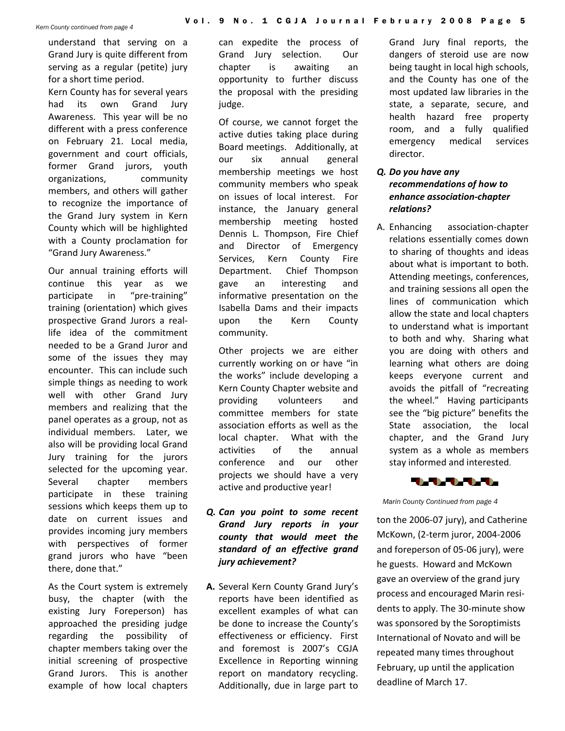*Kern County continued from page 4*

understand that serving on a Grand Jury is quite different from serving as a regular (petite) jury for a short time period.

Kern County has for several years had its own Grand Jury Awareness. This year will be no different with a press conference on February 21. Local media, government and court officials, former Grand jurors, youth organizations, community members, and others will gather to recognize the importance of the Grand Jury system in Kern County which will be highlighted with a County proclamation for "Grand Jury Awareness."

Our annual training efforts will continue this year as we participate in "pre-training" training (orientation) which gives prospective Grand Jurors a real-life idea of the commitment needed to be a Grand Juror and some of the issues they may encounter. This can include such simple things as needing to work well with other Grand Jury members and realizing that the panel operates as a group, not as individual members. Later, we also will be providing local Grand Jury training for the jurors selected for the upcoming year. Several chapter members participate in these training sessions which keeps them up to date on current issues and provides incoming jury members with perspectives of former grand jurors who have "been there, done that."

As the Court system is extremely busy, the chapter (with the existing Jury Foreperson) has approached the presiding judge regarding the possibility of chapter members taking over the initial screening of prospective Grand Jurors. This is another example of how local chapters can expedite the process of Grand Jury selection. Our chapter is awaiting an opportunity to further discuss the proposal with the presiding judge.

Of course, we cannot forget the active duties taking place during Board meetings. Additionally, at our six annual general membership meetings we host community members who speak on issues of local interest. For instance, the January general membership meeting hosted Dennis L. Thompson, Fire Chief and Director of Emergency Services, Kern County Fire Department. Chief Thompson gave an interesting and informative presentation on the Isabella Dams and their impacts upon the Kern County community.

Other projects we are either currently working on or have "in the works" include developing a Kern County Chapter website and providing volunteers and committee members for state association efforts as well as the local chapter. What with the activities of the annual conference and our other projects we should have a very active and productive year!

***Q. Can you point to some recent Grand Jury reports in your county that would meet the standard of an effective grand jury achievement?***

**A.** Several Kern County Grand Jury's reports have been identified as excellent examples of what can be done to increase the County's effectiveness or efficiency. First and foremost is 2007's CGJA Excellence in Reporting winning report on mandatory recycling. Additionally, due in large part to Grand Jury final reports, the dangers of steroid use are now being taught in local high schools, and the County has one of the most updated law libraries in the state, a separate, secure, and health hazard free property room, and a fully qualified emergency medical services director.

***Q. Do you have any recommendations of how to enhance association-chapter relations?***

A. Enhancing association-chapter relations essentially comes down to sharing of thoughts and ideas about what is important to both. Attending meetings, conferences, and training sessions all open the lines of communication which allow the state and local chapters to understand what is important to both and why. Sharing what you are doing with others and learning what others are doing keeps everyone current and avoids the pitfall of "recreating the wheel." Having participants see the "big picture" benefits the State association, the local chapter, and the Grand Jury system as a whole as members stay informed and interested.

*Marin County Continued from page 4*

ton the 2006-07 jury), and Catherine McKown, (2-term juror, 2004-2006 and foreperson of 05-06 jury), were he guests. Howard and McKown gave an overview of the grand jury process and encouraged Marin residents to apply. The 30-minute show was sponsored by the Soroptimists International of Novato and will be repeated many times throughout February, up until the application deadline of March 17.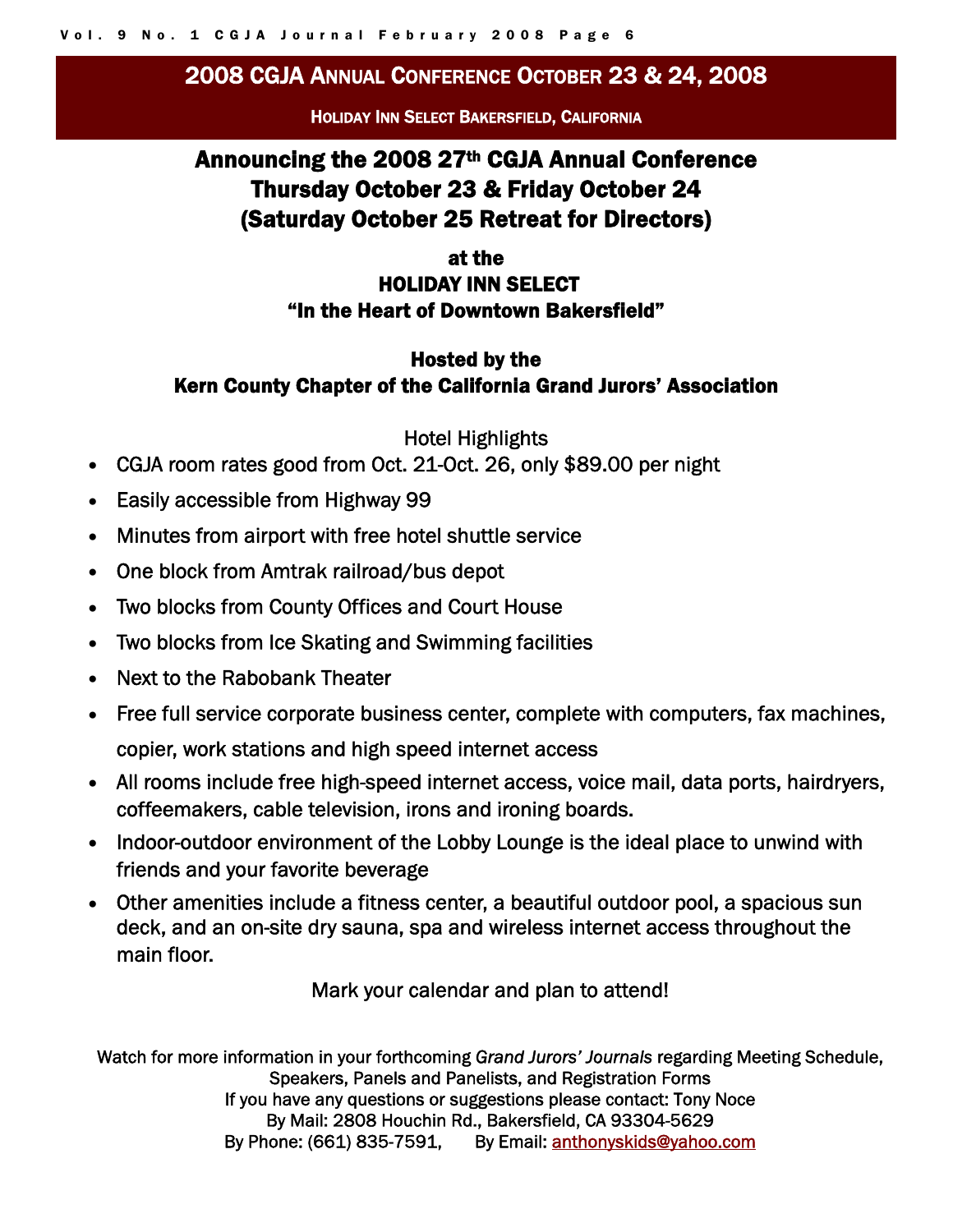## 2008 CGJA Annual Conference October 23 & 24, 2008

**Holiday Inn Select Bakersfield, California**

# Announcing the 2008 27th CGJA Annual Conference Thursday October 23 & Friday October 24 (Saturday October 25 Retreat for Directors)

**at the**
**HOLIDAY INN SELECT**
**"In the Heart of Downtown Bakersfield"**

**Hosted by the**
**Kern County Chapter of the California Grand Jurors' Association**

Hotel Highlights

- CGJA room rates good from Oct. 21-Oct. 26, only $89.00 per night
- Easily accessible from Highway 99
- Minutes from airport with free hotel shuttle service
- One block from Amtrak railroad/bus depot
- Two blocks from County Offices and Court House
- Two blocks from Ice Skating and Swimming facilities
- Next to the Rabobank Theater
- Free full service corporate business center, complete with computers, fax machines, copier, work stations and high speed internet access
- All rooms include free high-speed internet access, voice mail, data ports, hairdryers, coffeemakers, cable television, irons and ironing boards.
- Indoor-outdoor environment of the Lobby Lounge is the ideal place to unwind with friends and your favorite beverage
- Other amenities include a fitness center, a beautiful outdoor pool, a spacious sun deck, and an on-site dry sauna, spa and wireless internet access throughout the main floor.

Mark your calendar and plan to attend!

Watch for more information in your forthcoming *Grand Jurors' Journals* regarding Meeting Schedule, Speakers, Panels and Panelists, and Registration Forms
If you have any questions or suggestions please contact: Tony Noce
By Mail: 2808 Houchin Rd., Bakersfield, CA 93304-5629
By Phone: (661) 835-7591, By Email: anthonyskids@yahoo.com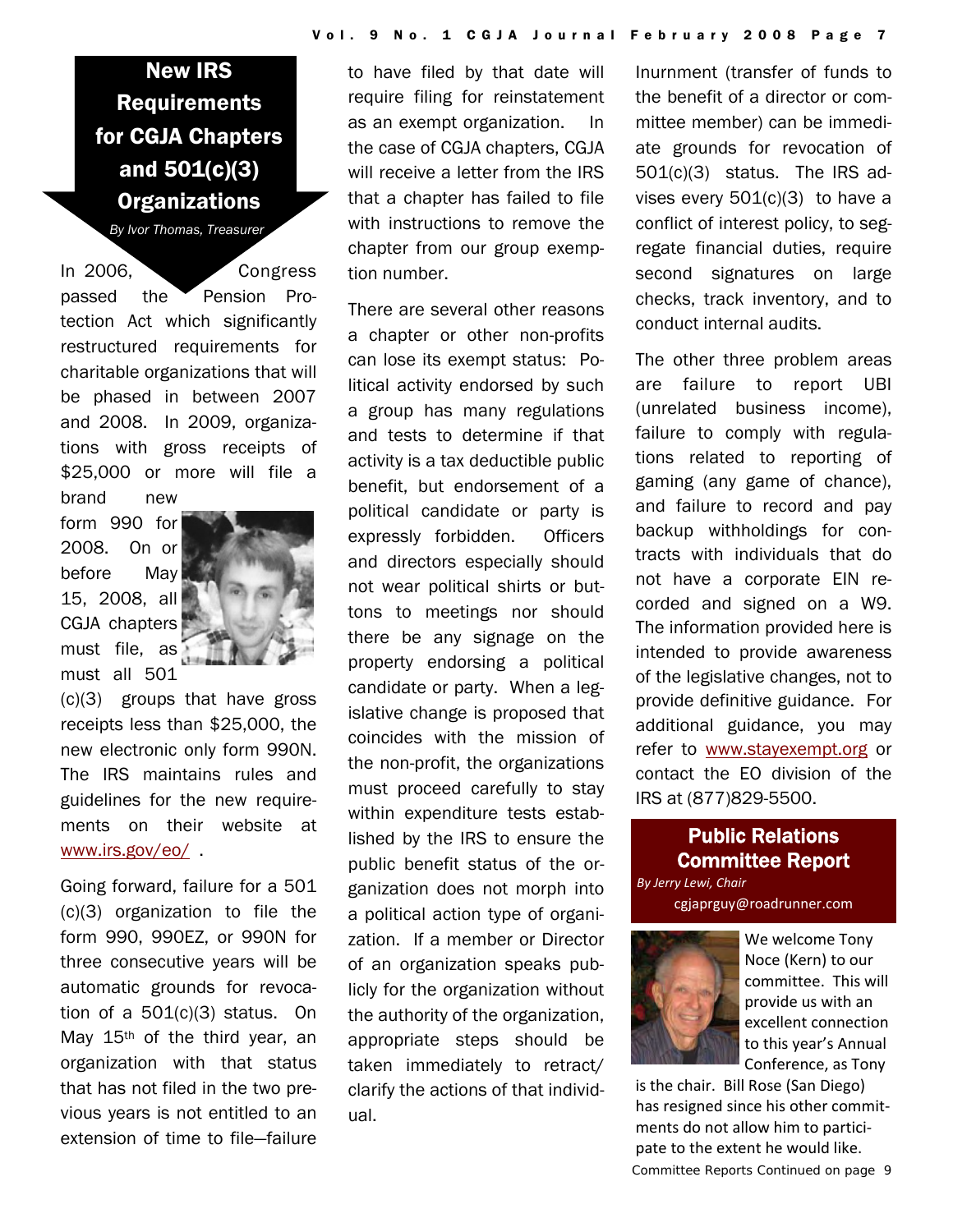## New IRS Requirements for CGJA Chapters and 501(c)(3) Organizations

*By Ivor Thomas, Treasurer*

In 2006, Congress passed the Pension Protection Act which significantly restructured requirements for charitable organizations that will be phased in between 2007 and 2008. In 2009, organizations with gross receipts of $25,000 or more will file a brand new form 990 for 2008. On or before May 15, 2008, all CGJA chapters must file, as must all 501 (c)(3) groups that have gross receipts less than $25,000, the new electronic only form 990N. The IRS maintains rules and guidelines for the new requirements on their website at www.irs.gov/eo/ .

Going forward, failure for a 501 (c)(3) organization to file the form 990, 990EZ, or 990N for three consecutive years will be automatic grounds for revocation of a 501(c)(3) status. On May 15th of the third year, an organization with that status that has not filed in the two previous years is not entitled to an extension of time to file—failure to have filed by that date will require filing for reinstatement as an exempt organization. In the case of CGJA chapters, CGJA will receive a letter from the IRS that a chapter has failed to file with instructions to remove the chapter from our group exemption number.

There are several other reasons a chapter or other non-profits can lose its exempt status: Political activity endorsed by such a group has many regulations and tests to determine if that activity is a tax deductible public benefit, but endorsement of a political candidate or party is expressly forbidden. Officers and directors especially should not wear political shirts or buttons to meetings nor should there be any signage on the property endorsing a political candidate or party. When a legislative change is proposed that coincides with the mission of the non-profit, the organizations must proceed carefully to stay within expenditure tests established by the IRS to ensure the public benefit status of the organization does not morph into a political action type of organization. If a member or Director of an organization speaks publicly for the organization without the authority of the organization, appropriate steps should be taken immediately to retract/clarify the actions of that individual.

Inurnment (transfer of funds to the benefit of a director or committee member) can be immediate grounds for revocation of 501(c)(3) status. The IRS advises every 501(c)(3) to have a conflict of interest policy, to segregate financial duties, require second signatures on large checks, track inventory, and to conduct internal audits.

The other three problem areas are failure to report UBI (unrelated business income), failure to comply with regulations related to reporting of gaming (any game of chance), and failure to record and pay backup withholdings for contracts with individuals that do not have a corporate EIN recorded and signed on a W9. The information provided here is intended to provide awareness of the legislative changes, not to provide definitive guidance. For additional guidance, you may refer to www.stayexempt.org or contact the EO division of the IRS at (877)829-5500.

## Public Relations Committee Report

*By Jerry Lewi, Chair*

cgjaprguy@roadrunner.com

We welcome Tony Noce (Kern) to our committee. This will provide us with an excellent connection to this year's Annual Conference, as Tony is the chair. Bill Rose (San Diego) has resigned since his other commitments do not allow him to participate to the extent he would like.

Committee Reports Continued on page 9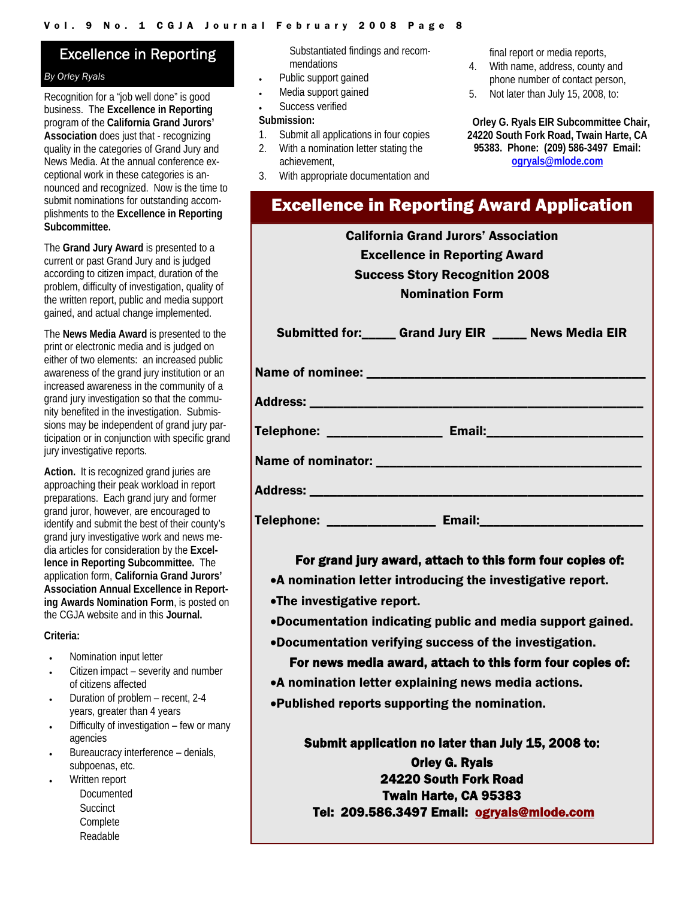## Excellence in Reporting

*By Orley Ryals*

Recognition for a "job well done" is good business. The **Excellence in Reporting** program of the **California Grand Jurors' Association** does just that - recognizing quality in the categories of Grand Jury and News Media. At the annual conference exceptional work in these categories is announced and recognized. Now is the time to submit nominations for outstanding accomplishments to the **Excellence in Reporting Subcommittee.**

The **Grand Jury Award** is presented to a current or past Grand Jury and is judged according to citizen impact, duration of the problem, difficulty of investigation, quality of the written report, public and media support gained, and actual change implemented.

The **News Media Award** is presented to the print or electronic media and is judged on either of two elements: an increased public awareness of the grand jury institution or an increased awareness in the community of a grand jury investigation so that the community benefited in the investigation. Submissions may be independent of grand jury participation or in conjunction with specific grand jury investigative reports.

**Action.** It is recognized grand juries are approaching their peak workload in report preparations. Each grand jury and former grand juror, however, are encouraged to identify and submit the best of their county's grand jury investigative work and news media articles for consideration by the **Excellence in Reporting Subcommittee.** The application form, **California Grand Jurors' Association Annual Excellence in Reporting Awards Nomination Form**, is posted on the CGJA website and in this **Journal.**

**Criteria:**

- Nomination input letter
- Citizen impact – severity and number of citizens affected
- Duration of problem – recent, 2-4 years, greater than 4 years
- Difficulty of investigation – few or many agencies
- Bureaucracy interference – denials, subpoenas, etc.
- Written report
  - Documented
  - Succinct
  - Complete
  - Readable
  - Substantiated findings and recommendations
- Public support gained
- Media support gained
- Success verified

**Submission:**

1. Submit all applications in four copies
2. With a nomination letter stating the achievement,
3. With appropriate documentation and final report or media reports,
4. With name, address, county and phone number of contact person,
5. Not later than July 15, 2008, to:

**Orley G. Ryals EIR Subcommittee Chair, 24220 South Fork Road, Twain Harte, CA 95383. Phone: (209) 586-3497 Email: ogryals@mlode.com**

## Excellence in Reporting Award Application

**California Grand Jurors' Association**
**Excellence in Reporting Award**
**Success Story Recognition 2008**
**Nomination Form**

**Submitted for:_____ Grand Jury EIR _____ News Media EIR**

**Name of nominee:** ______________________________

**Address:** ______________________________

**Telephone:** ______________ **Email:**______________

**Name of nominator:** ______________________________

**Address:** ______________________________

**Telephone:** ______________ **Email:**______________

**For grand jury award, attach to this form four copies of:**

- **A nomination letter introducing the investigative report.**
- **The investigative report.**
- **Documentation indicating public and media support gained.**
- **Documentation verifying success of the investigation.**

**For news media award, attach to this form four copies of:**

- **A nomination letter explaining news media actions.**
- **Published reports supporting the nomination.**

**Submit application no later than July 15, 2008 to:**
**Orley G. Ryals**
**24220 South Fork Road**
**Twain Harte, CA 95383**
**Tel: 209.586.3497 Email: ogryals@mlode.com**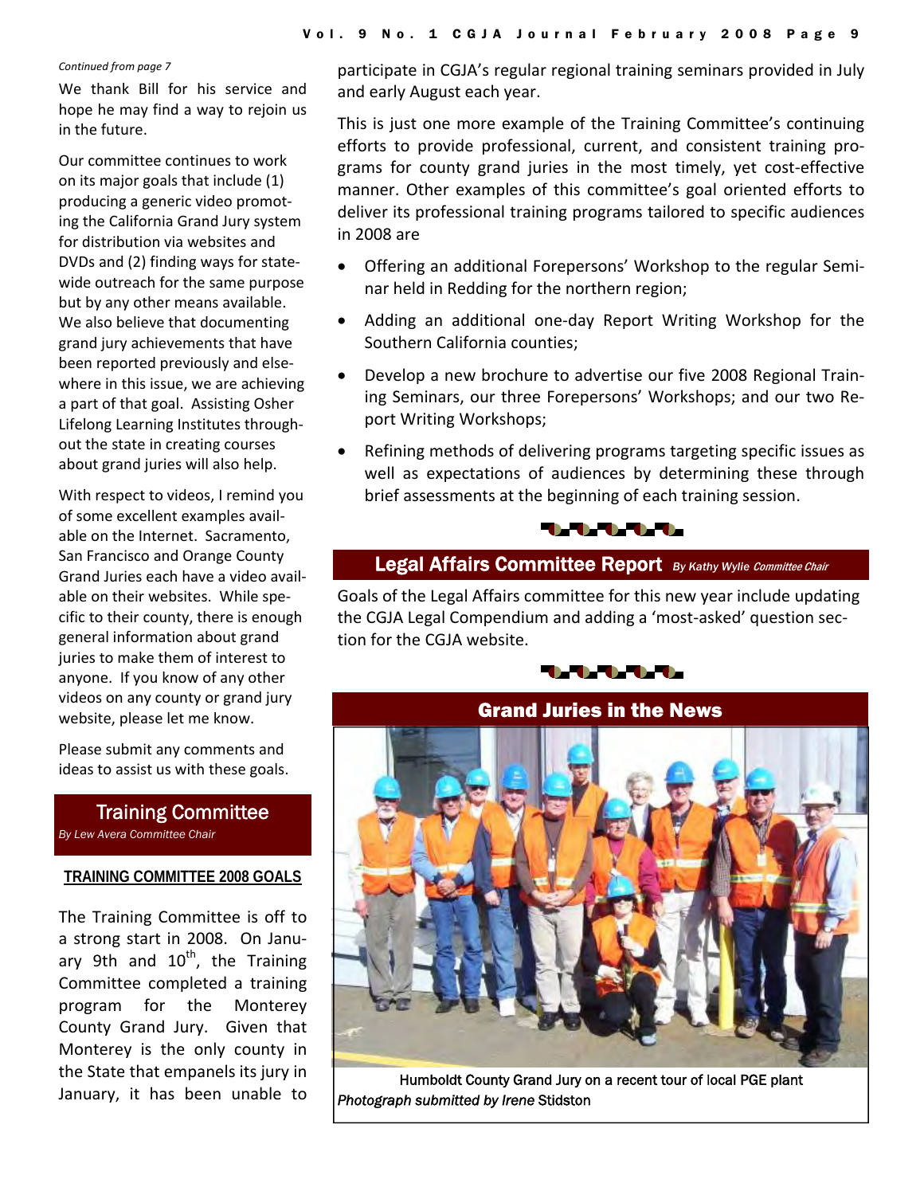*Continued from page 7*

We thank Bill for his service and hope he may find a way to rejoin us in the future.

Our committee continues to work on its major goals that include (1) producing a generic video promoting the California Grand Jury system for distribution via websites and DVDs and (2) finding ways for statewide outreach for the same purpose but by any other means available. We also believe that documenting grand jury achievements that have been reported previously and elsewhere in this issue, we are achieving a part of that goal. Assisting Osher Lifelong Learning Institutes throughout the state in creating courses about grand juries will also help.

With respect to videos, I remind you of some excellent examples available on the Internet. Sacramento, San Francisco and Orange County Grand Juries each have a video available on their websites. While specific to their county, there is enough general information about grand juries to make them of interest to anyone. If you know of any other videos on any county or grand jury website, please let me know.

Please submit any comments and ideas to assist us with these goals.

## Training Committee

*By Lew Avera Committee Chair*

**TRAINING COMMITTEE 2008 GOALS**

The Training Committee is off to a strong start in 2008. On January 9th and 10th, the Training Committee completed a training program for the Monterey County Grand Jury. Given that Monterey is the only county in the State that empanels its jury in January, it has been unable to participate in CGJA's regular regional training seminars provided in July and early August each year.

This is just one more example of the Training Committee's continuing efforts to provide professional, current, and consistent training programs for county grand juries in the most timely, yet cost-effective manner. Other examples of this committee's goal oriented efforts to deliver its professional training programs tailored to specific audiences in 2008 are

- Offering an additional Forepersons' Workshop to the regular Seminar held in Redding for the northern region;
- Adding an additional one-day Report Writing Workshop for the Southern California counties;
- Develop a new brochure to advertise our five 2008 Regional Training Seminars, our three Forepersons' Workshops; and our two Report Writing Workshops;
- Refining methods of delivering programs targeting specific issues as well as expectations of audiences by determining these through brief assessments at the beginning of each training session.

## Legal Affairs Committee Report

*By Kathy Wylie Committee Chair*

Goals of the Legal Affairs committee for this new year include updating the CGJA Legal Compendium and adding a 'most-asked' question section for the CGJA website.

## Grand Juries in the News

Humboldt County Grand Jury on a recent tour of local PGE plant
*Photograph submitted by Irene* Stidston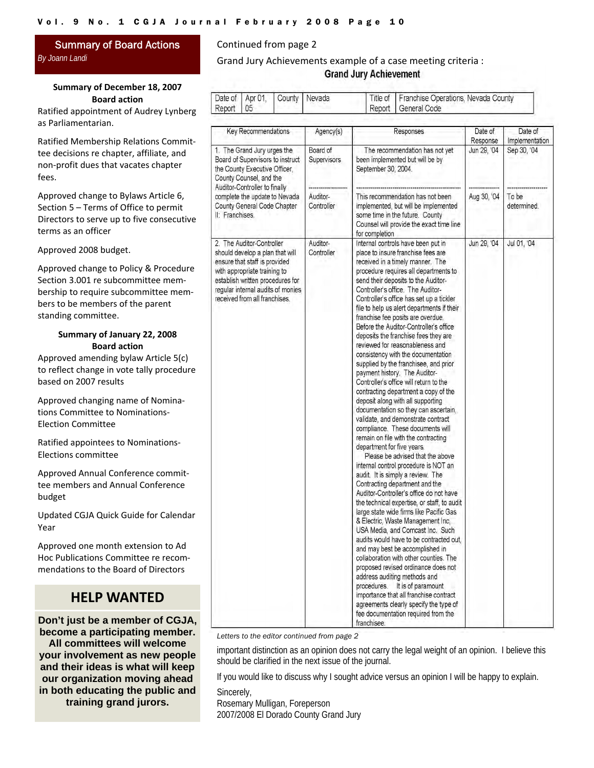## Summary of Board Actions

*By Joann Landi*

**Summary of December 18, 2007 Board action**

Ratified appointment of Audrey Lynberg as Parliamentarian.

Ratified Membership Relations Committee decisions re chapter, affiliate, and non-profit dues that vacates chapter fees.

Approved change to Bylaws Article 6, Section 5 – Terms of Office to permit Directors to serve up to five consecutive terms as an officer

Approved 2008 budget.

Approved change to Policy & Procedure Section 3.001 re subcommittee membership to require subcommittee members to be members of the parent standing committee.

**Summary of January 22, 2008 Board action**

Approved amending bylaw Article 5(c) to reflect change in vote tally procedure based on 2007 results

Approved changing name of Nominations Committee to Nominations-Election Committee

Ratified appointees to Nominations-Elections committee

Approved Annual Conference committee members and Annual Conference budget

Updated CGJA Quick Guide for Calendar Year

Approved one month extension to Ad Hoc Publications Committee re recommendations to the Board of Directors

## HELP WANTED

**Don't just be a member of CGJA, become a participating member. All committees will welcome your involvement as new people and their ideas is what will keep our organization moving ahead in both educating the public and training grand jurors.**

Continued from page 2

Grand Jury Achievements example of a case meeting criteria :

### Grand Jury Achievement

| Date of Report | Apr 01, 05 | County | Nevada | Title of Report | Franchise Operations, Nevada County General Code |
|---|---|---|---|---|---|

| Key Recommendations | Agency(s) | Responses | Date of Response | Date of Implementation |
|---|---|---|---|---|
| 1. The Grand Jury urges the Board of Supervisors to instruct the County Executive Officer, County Counsel, and the Auditor-Controller to finally complete the update to Nevada County General Code Chapter II: Franchises. | Board of Supervisors | The recommendation has not yet been implemented but will be by September 30, 2004. | Jun 29, '04 | Sep 30, '04 |
| | Auditor-Controller | This recommendation has not been implemented, but will be implemented some time in the future. County Counsel will provide the exact time line for completion | Aug 30, '04 | To be determined. |
| 2. The Auditor-Controller should develop a plan that will ensure that staff is provided with appropriate training to establish written procedures for regular internal audits of monies received from all franchises. | Auditor-Controller | Internal controls have been put in place to insure franchise fees are received in a timely manner. The procedure requires all departments to send their deposits to the Auditor-Controller's office. The Auditor-Controller's office has set up a tickler file to help us alert departments if their franchise fee posits are overdue. Before the Auditor-Controller's office deposits the franchise fees they are reviewed for reasonableness and consistency with the documentation supplied by the franchisee, and prior payment history. The Auditor-Controller's office will return to the contracting department a copy of the deposit along with all supporting documentation so they can ascertain, validate, and demonstrate contract compliance. These documents will remain on file with the contracting department for five years. Please be advised that the above internal control procedure is NOT an audit. It is simply a review. The Contracting department and the Auditor-Controller's office do not have the technical expertise, or staff, to audit large state wide firms like Pacific Gas & Electric, Waste Management Inc, USA Media, and Comcast Inc. Such audits would have to be contracted out, and may best be accomplished in collaboration with other counties. The proposed revised ordinance does not address auditing methods and procedures. It is of paramount importance that all franchise contract agreements clearly specify the type of fee documentation required from the franchisee. | Jun 29, '04 | Jul 01, '04 |

*Letters to the editor continued from page 2*

important distinction as an opinion does not carry the legal weight of an opinion. I believe this should be clarified in the next issue of the journal.

If you would like to discuss why I sought advice versus an opinion I will be happy to explain.

Sincerely,
Rosemary Mulligan, Foreperson
2007/2008 El Dorado County Grand Jury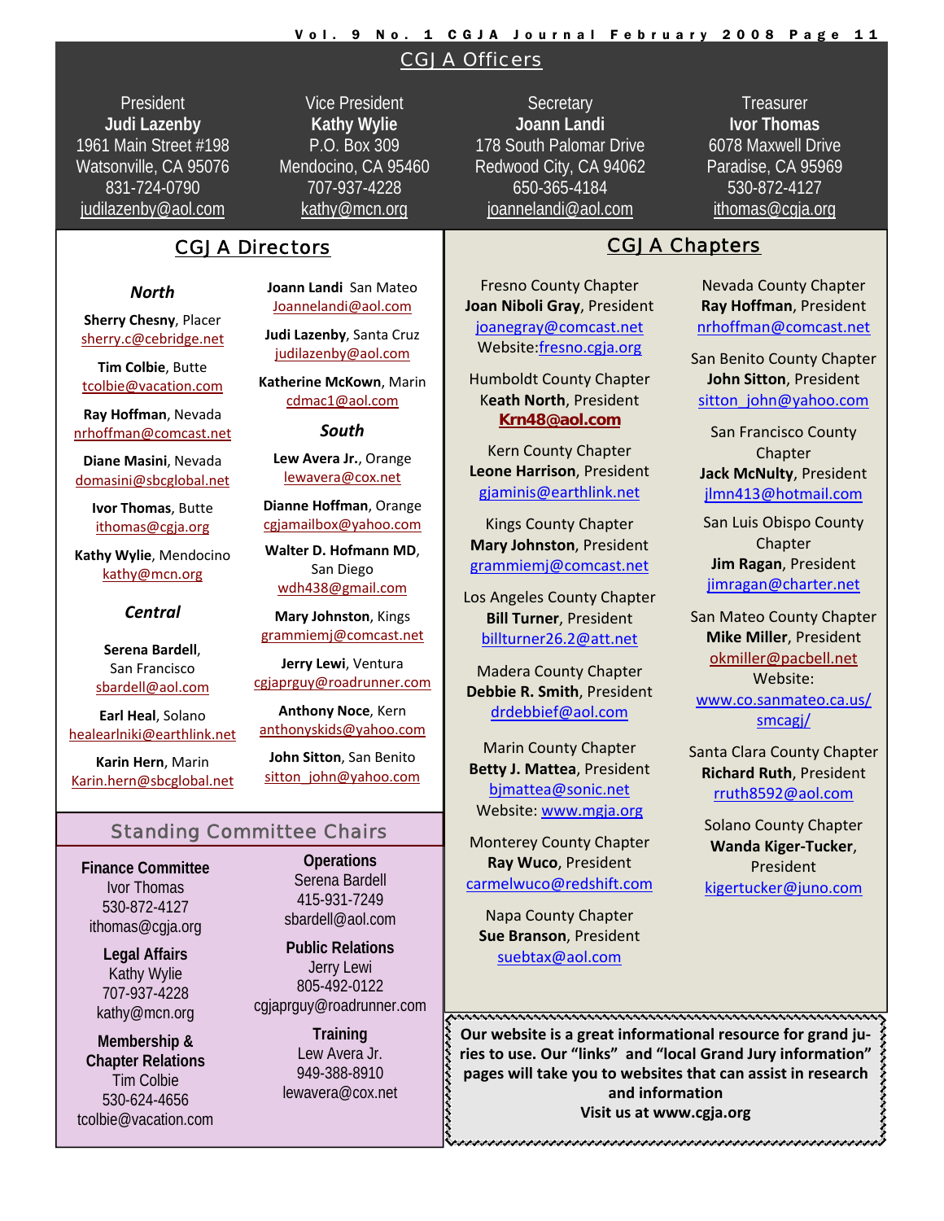## CGJA Officers

**President**
**Judi Lazenby**
1961 Main Street #198
Watsonville, CA 95076
831-724-0790
judilazenby@aol.com

**Vice President**
**Kathy Wylie**
P.O. Box 309
Mendocino, CA 95460
707-937-4228
kathy@mcn.org

**Secretary**
**Joann Landi**
178 South Palomar Drive
Redwood City, CA 94062
650-365-4184
joannelandi@aol.com

**Treasurer**
**Ivor Thomas**
6078 Maxwell Drive
Paradise, CA 95969
530-872-4127
ithomas@cgja.org

## CGJA Directors

### *North*

**Sherry Chesny**, Placer
sherry.c@cebridge.net

**Tim Colbie**, Butte
tcolbie@vacation.com

**Ray Hoffman**, Nevada
nrhoffman@comcast.net

**Diane Masini**, Nevada
domasini@sbcglobal.net

**Ivor Thomas**, Butte
ithomas@cgja.org

**Kathy Wylie**, Mendocino
kathy@mcn.org

### *Central*

**Serena Bardell**, San Francisco
sbardell@aol.com

**Earl Heal**, Solano
healearlniki@earthlink.net

**Karin Hern**, Marin
Karin.hern@sbcglobal.net

**Joann Landi** San Mateo
Joannelandi@aol.com

**Judi Lazenby**, Santa Cruz
judilazenby@aol.com

**Katherine McKown**, Marin
cdmac1@aol.com

### *South*

**Lew Avera Jr.**, Orange
lewavera@cox.net

**Dianne Hoffman**, Orange
cgjamailbox@yahoo.com

**Walter D. Hofmann MD**, San Diego
wdh438@gmail.com

**Mary Johnston**, Kings
grammiemj@comcast.net

**Jerry Lewi**, Ventura
cgjaprguy@roadrunner.com

**Anthony Noce**, Kern
anthonyskids@yahoo.com

**John Sitton**, San Benito
sitton_john@yahoo.com

## Standing Committee Chairs

**Finance Committee**
Ivor Thomas
530-872-4127
ithomas@cgja.org

**Legal Affairs**
Kathy Wylie
707-937-4228
kathy@mcn.org

**Membership & Chapter Relations**
Tim Colbie
530-624-4656
tcolbie@vacation.com

**Operations**
Serena Bardell
415-931-7249
sbardell@aol.com

**Public Relations**
Jerry Lewi
805-492-0122
cgjaprguy@roadrunner.com

**Training**
Lew Avera Jr.
949-388-8910
lewavera@cox.net

## CGJA Chapters

Fresno County Chapter
**Joan Niboli Gray**, President
joanegray@comcast.net
Website: fresno.cgja.org

Humboldt County Chapter
**Keath North**, President
**Krn48@aol.com**

Kern County Chapter
**Leone Harrison**, President
gjaminis@earthlink.net

Kings County Chapter
**Mary Johnston**, President
grammiemj@comcast.net

Los Angeles County Chapter
**Bill Turner**, President
billturner26.2@att.net

Madera County Chapter
**Debbie R. Smith**, President
drdebbief@aol.com

Marin County Chapter
**Betty J. Mattea**, President
bjmattea@sonic.net
Website: www.mgja.org

Monterey County Chapter
**Ray Wuco**, President
carmelwuco@redshift.com

Napa County Chapter
**Sue Branson**, President
suebtax@aol.com

Nevada County Chapter
**Ray Hoffman**, President
nrhoffman@comcast.net

San Benito County Chapter
**John Sitton**, President
sitton_john@yahoo.com

San Francisco County Chapter
**Jack McNulty**, President
jlmn413@hotmail.com

San Luis Obispo County Chapter
**Jim Ragan**, President
jimragan@charter.net

San Mateo County Chapter
**Mike Miller**, President
okmiller@pacbell.net
Website: www.co.sanmateo.ca.us/smcagj/

Santa Clara County Chapter
**Richard Ruth**, President
rruth8592@aol.com

Solano County Chapter
**Wanda Kiger-Tucker**, President
kigertucker@juno.com

**Our website is a great informational resource for grand juries to use. Our "links" and "local Grand Jury information" pages will take you to websites that can assist in research and information**
**Visit us at www.cgja.org**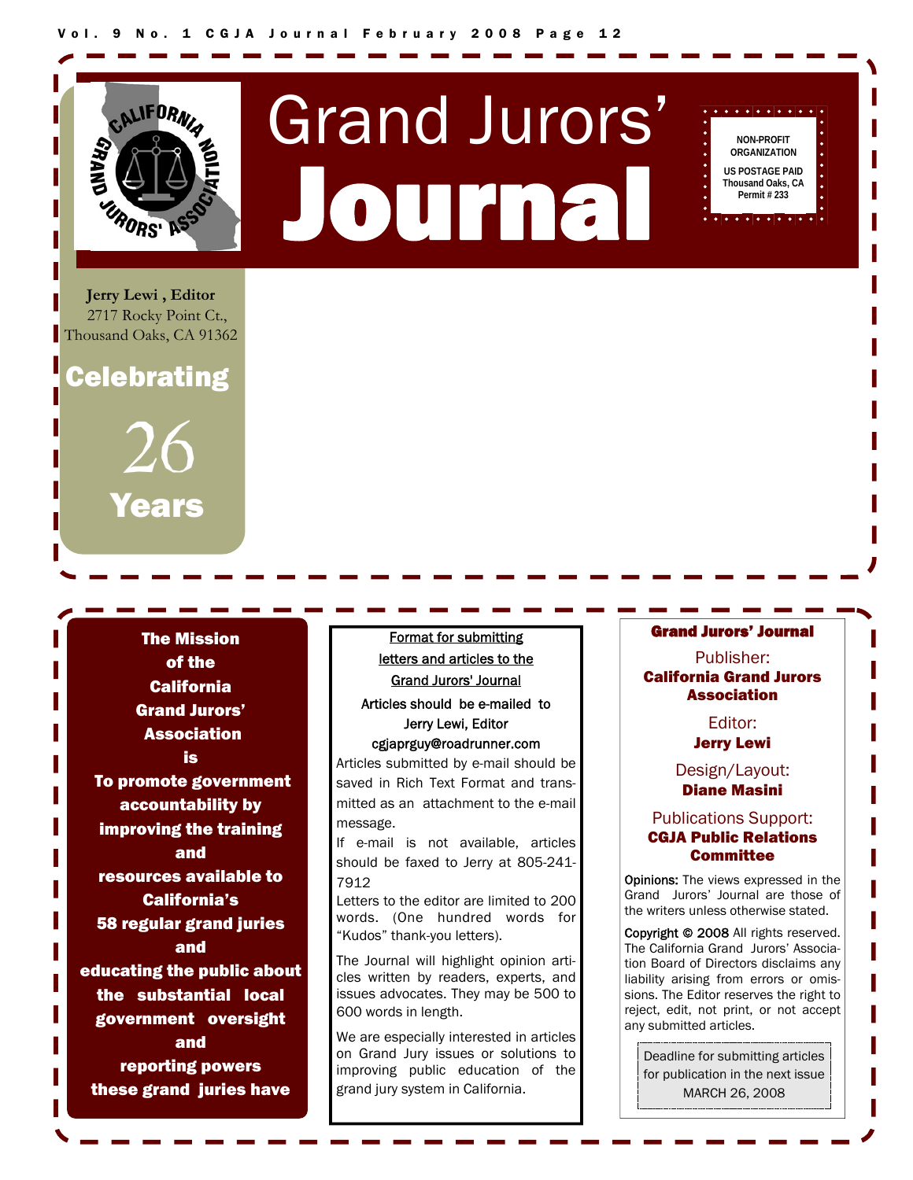# Grand Jurors' Journal

NON-PROFIT ORGANIZATION

US POSTAGE PAID
Thousand Oaks, CA
Permit # 233

**Jerry Lewi , Editor**
2717 Rocky Point Ct.,
Thousand Oaks, CA 91362

**Celebrating**

**26**

**Years**

## The Mission of the California Grand Jurors' Association is

**To promote government accountability by improving the training and resources available to California's 58 regular grand juries and educating the public about the substantial local government oversight and reporting powers these grand juries have**

## Format for submitting letters and articles to the Grand Jurors' Journal

Articles should be e-mailed to
Jerry Lewi, Editor
cgjaprguy@roadrunner.com

Articles submitted by e-mail should be saved in Rich Text Format and transmitted as an attachment to the e-mail message.

If e-mail is not available, articles should be faxed to Jerry at 805-241-7912

Letters to the editor are limited to 200 words. (One hundred words for "Kudos" thank-you letters).

The Journal will highlight opinion articles written by readers, experts, and issues advocates. They may be 500 to 600 words in length.

We are especially interested in articles on Grand Jury issues or solutions to improving public education of the grand jury system in California.

## Grand Jurors' Journal

Publisher:
**California Grand Jurors Association**

Editor:
**Jerry Lewi**

Design/Layout:
**Diane Masini**

Publications Support:
**CGJA Public Relations Committee**

**Opinions:** The views expressed in the Grand Jurors' Journal are those of the writers unless otherwise stated.

**Copyright © 2008** All rights reserved. The California Grand Jurors' Association Board of Directors disclaims any liability arising from errors or omissions. The Editor reserves the right to reject, edit, not print, or not accept any submitted articles.

Deadline for submitting articles for publication in the next issue MARCH 26, 2008